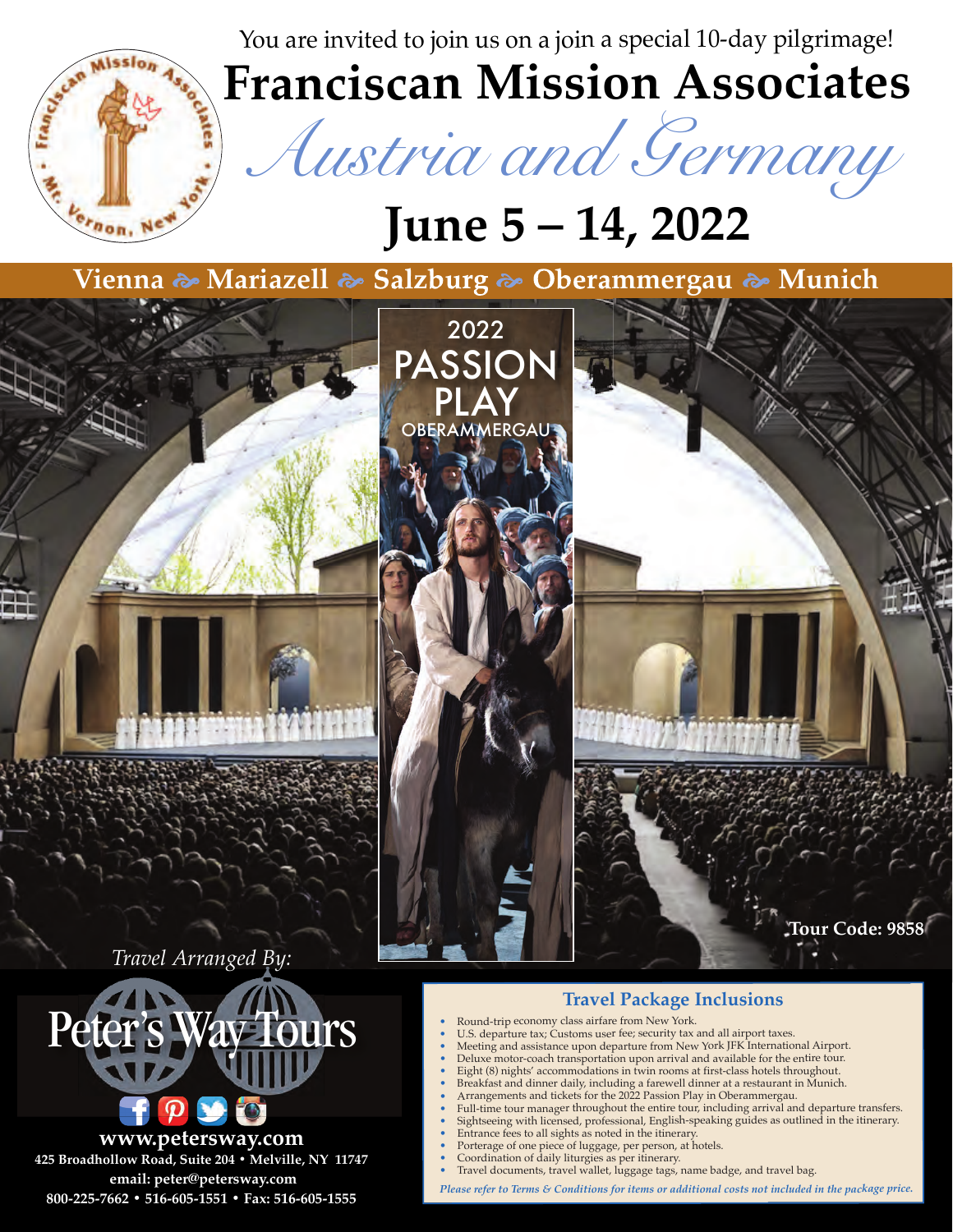You are invited to join us on a join a special 10-day pilgrimage!

# Franciscan Mission Associates

## *Austria and Germany*

# June 5 – 14, 2022

**Vienna ❧ Mariazell ❧ Salzburg ❧ Oberammergau ❧ Munich**

2022 PASSION PLAY OBERAMMERGAU

**Tour Code: 9858**

*Travel Arranged By:*

**Peter's Way Tours**

**www.petersway.com**

**425 Broadhollow Road, Suite 204 • Melville, NY 11747**

**email: peter@petersway.com**

**800-225-7662 • 516-605-1551 • Fax: 516-605-1555**

### Travel Package Inclusions

- Round-trip economy class airfare from New York.
- U.S. departure tax; Customs user fee; security tax and all airport taxes.
- Meeting and assistance upon departure from New York JFK International Airport.
- Deluxe motor-coach transportation upon arrival and available for the entire tour.
- Eight (8) nights' accommodations in twin rooms at first-class hotels throughout.
- Breakfast and dinner daily, including a farewell dinner at a restaurant in Munich.
- Arrangements and tickets for the 2022 Passion Play in Oberammergau.
- Full-time tour manager throughout the entire tour, including arrival and departure transfers.
- Sightseeing with licensed, professional, English-speaking guides as outlined in the itinerary.
- Entrance fees to all sights as noted in the itinerary.
- Porterage of one piece of luggage, per person, at hotels.
- Coordination of daily liturgies as per itinerary.
- Travel documents, travel wallet, luggage tags, name badge, and travel bag.

*Please refer to Terms & Conditions for items or additional costs not included in the package price.*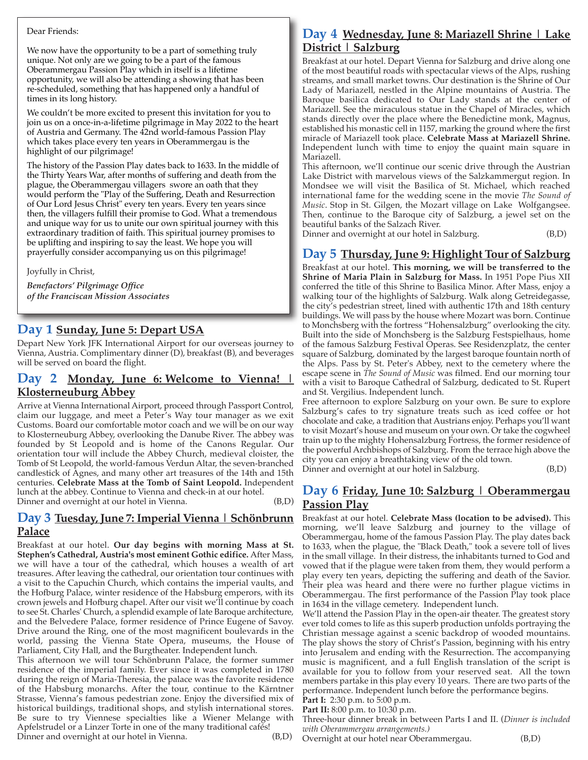Dear Friends:

We now have the opportunity to be a part of something truly unique. Not only are we going to be a part of the famous Oberammergau Passion Play which in itself is a lifetime opportunity, we will also be attending a showing that has been re-scheduled, something that has happened only a handful of times in its long history.

We couldn't be more excited to present this invitation for you to join us on a once-in-a-lifetime pilgrimage in May 2022 to the heart of Austria and Germany. The 42nd world-famous Passion Play which takes place every ten years in Oberammergau is the highlight of our pilgrimage!

The history of the Passion Play dates back to 1633. In the middle of the Thirty Years War, after months of suffering and death from the plague, the Oberammergau villagers swore an oath that they would perform the "Play of the Suffering, Death and Resurrection of Our Lord Jesus Christ" every ten years. Every ten years since then, the villagers fulfill their promise to God. What a tremendous and unique way for us to unite our own spiritual journey with this extraordinary tradition of faith. This spiritual journey promises to be uplifting and inspiring to say the least. We hope you will prayerfully consider accompanying us on this pilgrimage!

Joyfully in Christ,

***Benefactors' Pilgrimage Office***
***of the Franciscan Mission Associates***

## Day 1 Sunday, June 5: Depart USA

Depart New York JFK International Airport for our overseas journey to Vienna, Austria. Complimentary dinner (D), breakfast (B), and beverages will be served on board the flight.

## Day 2 Monday, June 6: Welcome to Vienna! | Klosterneuburg Abbey

Arrive at Vienna International Airport, proceed through Passport Control, claim our luggage, and meet a Peter's Way tour manager as we exit Customs. Board our comfortable motor coach and we will be on our way to Klosterneuburg Abbey, overlooking the Danube River. The abbey was founded by St Leopold and is home of the Canons Regular. Our orientation tour will include the Abbey Church, medieval cloister, the Tomb of St Leopold, the world-famous Verdun Altar, the seven-branched candlestick of Agnes, and many other art treasures of the 14th and 15th centuries. **Celebrate Mass at the Tomb of Saint Leopold.** Independent lunch at the abbey. Continue to Vienna and check-in at our hotel.
Dinner and overnight at our hotel in Vienna. (B,D)

## Day 3 Tuesday, June 7: Imperial Vienna | Schönbrunn Palace

Breakfast at our hotel. **Our day begins with morning Mass at St. Stephen's Cathedral, Austria's most eminent Gothic edifice.** After Mass, we will have a tour of the cathedral, which houses a wealth of art treasures. After leaving the cathedral, our orientation tour continues with a visit to the Capuchin Church, which contains the imperial vaults, and the Hofburg Palace, winter residence of the Habsburg emperors, with its crown jewels and Hofburg chapel. After our visit we'll continue by coach to see St. Charles' Church, a splendid example of late Baroque architecture, and the Belvedere Palace, former residence of Prince Eugene of Savoy. Drive around the Ring, one of the most magnificent boulevards in the world, passing the Vienna State Opera, museums, the House of Parliament, City Hall, and the Burgtheater. Independent lunch.
This afternoon we will tour Schönbrunn Palace, the former summer residence of the imperial family. Ever since it was completed in 1780 during the reign of Maria-Theresia, the palace was the favorite residence of the Habsburg monarchs. After the tour, continue to the Kärntner Strasse, Vienna's famous pedestrian zone. Enjoy the diversified mix of historical buildings, traditional shops, and stylish international stores. Be sure to try Viennese specialties like a Wiener Melange with Apfelstrudel or a Linzer Torte in one of the many traditional cafés!
Dinner and overnight at our hotel in Vienna. (B,D)

## Day 4 Wednesday, June 8: Mariazell Shrine | Lake District | Salzburg

Breakfast at our hotel. Depart Vienna for Salzburg and drive along one of the most beautiful roads with spectacular views of the Alps, rushing streams, and small market towns. Our destination is the Shrine of Our Lady of Mariazell, nestled in the Alpine mountains of Austria. The Baroque basilica dedicated to Our Lady stands at the center of Mariazell. See the miraculous statue in the Chapel of Miracles, which stands directly over the place where the Benedictine monk, Magnus, established his monastic cell in 1157, marking the ground where the first miracle of Mariazell took place. **Celebrate Mass at Mariazell Shrine.** Independent lunch with time to enjoy the quaint main square in Mariazell.
This afternoon, we'll continue our scenic drive through the Austrian Lake District with marvelous views of the Salzkammergut region. In Mondsee we will visit the Basilica of St. Michael, which reached international fame for the wedding scene in the movie *The Sound of Music*. Stop in St. Gilgen, the Mozart village on Lake Wolfgangsee. Then, continue to the Baroque city of Salzburg, a jewel set on the beautiful banks of the Salzach River.
Dinner and overnight at our hotel in Salzburg. (B,D)

## Day 5 Thursday, June 9: Highlight Tour of Salzburg

Breakfast at our hotel. **This morning, we will be transferred to the Shrine of Maria Plain in Salzburg for Mass.** In 1951 Pope Pius XII conferred the title of this Shrine to Basilica Minor. After Mass, enjoy a walking tour of the highlights of Salzburg. Walk along Getreidegasse, the city's pedestrian street, lined with authentic 17th and 18th century buildings. We will pass by the house where Mozart was born. Continue to Monchsberg with the fortress "Hohensalzburg" overlooking the city. Built into the side of Monchsberg is the Salzburg Festspielhaus, home of the famous Salzburg Festival Operas. See Residenzplatz, the center square of Salzburg, dominated by the largest baroque fountain north of the Alps. Pass by St. Peter's Abbey, next to the cemetery where the escape scene in *The Sound of Music* was filmed. End our morning tour with a visit to Baroque Cathedral of Salzburg, dedicated to St. Rupert and St. Vergilius. Independent lunch.
Free afternoon to explore Salzburg on your own. Be sure to explore Salzburg's cafes to try signature treats such as iced coffee or hot chocolate and cake, a tradition that Austrians enjoy. Perhaps you'll want to visit Mozart's house and museum on your own. Or take the cogwheel train up to the mighty Hohensalzburg Fortress, the former residence of the powerful Archbishops of Salzburg. From the terrace high above the city you can enjoy a breathtaking view of the old town.
Dinner and overnight at our hotel in Salzburg. (B,D)

## Day 6 Friday, June 10: Salzburg | Oberammergau Passion Play

Breakfast at our hotel. **Celebrate Mass (location to be advised).** This morning, we'll leave Salzburg and journey to the village of Oberammergau, home of the famous Passion Play. The play dates back to 1633, when the plague, the "Black Death," took a severe toll of lives in the small village. In their distress, the inhabitants turned to God and vowed that if the plague were taken from them, they would perform a play every ten years, depicting the suffering and death of the Savior. Their plea was heard and there were no further plague victims in Oberammergau. The first performance of the Passion Play took place in 1634 in the village cemetery. Independent lunch.
We'll attend the Passion Play in the open-air theater. The greatest story ever told comes to life as this superb production unfolds portraying the Christian message against a scenic backdrop of wooded mountains. The play shows the story of Christ's Passion, beginning with his entry into Jerusalem and ending with the Resurrection. The accompanying music is magnificent, and a full English translation of the script is available for you to follow from your reserved seat. All the town members partake in this play every 10 years. There are two parts of the performance. Independent lunch before the performance begins.

**Part I:** 2:30 p.m. to 5:00 p.m.
**Part II:** 8:00 p.m. to 10:30 p.m.

Three-hour dinner break in between Parts I and II. (*Dinner is included with Oberammergau arrangements.)*
Overnight at our hotel near Oberammergau. (B,D)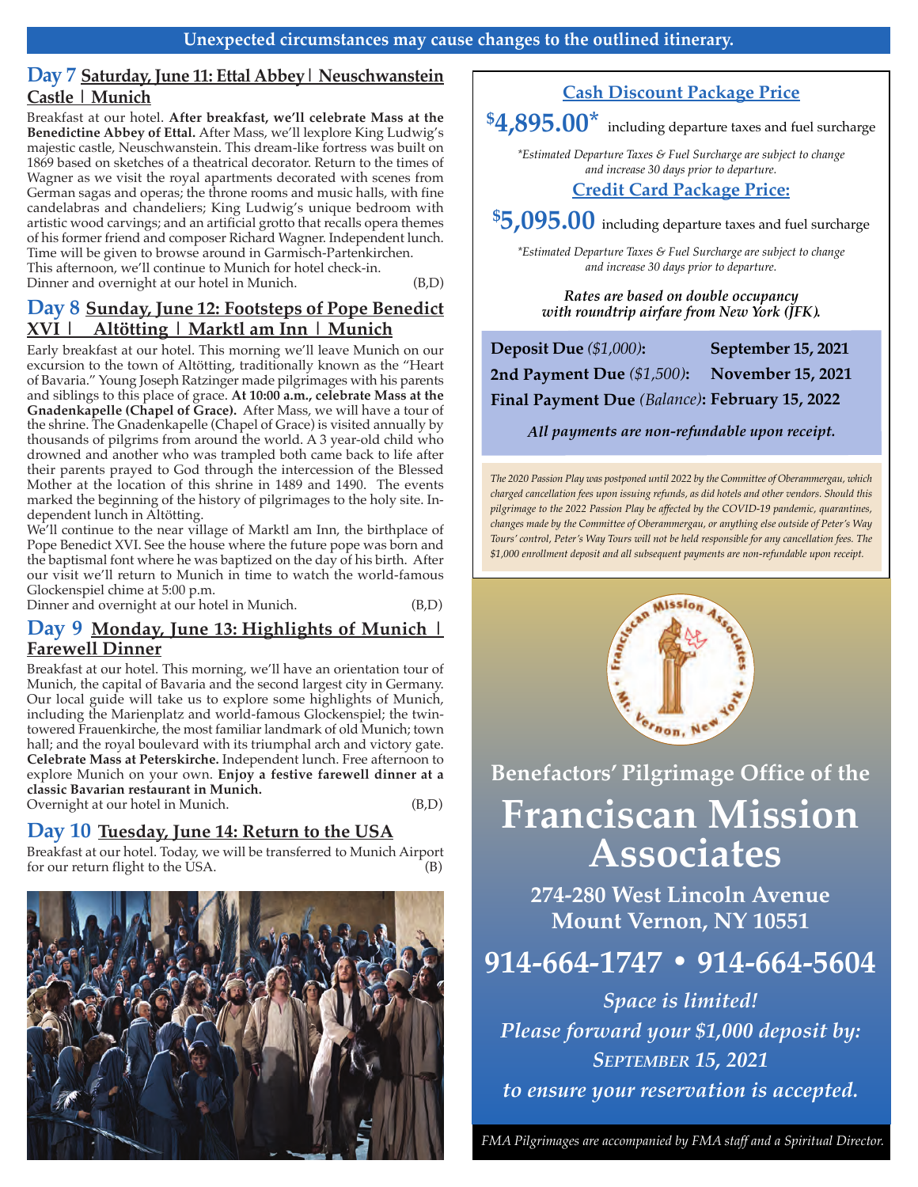**Unexpected circumstances may cause changes to the outlined itinerary.**

## Day 7 Saturday, June 11: Ettal Abbey | Neuschwanstein Castle | Munich

Breakfast at our hotel. **After breakfast, we'll celebrate Mass at the Benedictine Abbey of Ettal.** After Mass, we'll lexplore King Ludwig's majestic castle, Neuschwanstein. This dream-like fortress was built on 1869 based on sketches of a theatrical decorator. Return to the times of Wagner as we visit the royal apartments decorated with scenes from German sagas and operas; the throne rooms and music halls, with fine candelabras and chandeliers; King Ludwig's unique bedroom with artistic wood carvings; and an artificial grotto that recalls opera themes of his former friend and composer Richard Wagner. Independent lunch. Time will be given to browse around in Garmisch-Partenkirchen. This afternoon, we'll continue to Munich for hotel check-in.
Dinner and overnight at our hotel in Munich. (B,D)

## Day 8 Sunday, June 12: Footsteps of Pope Benedict XVI | Altötting | Marktl am Inn | Munich

Early breakfast at our hotel. This morning we'll leave Munich on our excursion to the town of Altötting, traditionally known as the "Heart of Bavaria." Young Joseph Ratzinger made pilgrimages with his parents and siblings to this place of grace. **At 10:00 a.m., celebrate Mass at the Gnadenkapelle (Chapel of Grace).** After Mass, we will have a tour of the shrine. The Gnadenkapelle (Chapel of Grace) is visited annually by thousands of pilgrims from around the world. A 3 year-old child who drowned and another who was trampled both came back to life after their parents prayed to God through the intercession of the Blessed Mother at the location of this shrine in 1489 and 1490. The events marked the beginning of the history of pilgrimages to the holy site. Independent lunch in Altötting.

We'll continue to the near village of Marktl am Inn, the birthplace of Pope Benedict XVI. See the house where the future pope was born and the baptismal font where he was baptized on the day of his birth. After our visit we'll return to Munich in time to watch the world-famous Glockenspiel chime at 5:00 p.m.
Dinner and overnight at our hotel in Munich. (B,D)

## Day 9 Monday, June 13: Highlights of Munich | Farewell Dinner

Breakfast at our hotel. This morning, we'll have an orientation tour of Munich, the capital of Bavaria and the second largest city in Germany. Our local guide will take us to explore some highlights of Munich, including the Marienplatz and world-famous Glockenspiel; the twin-towered Frauenkirche, the most familiar landmark of old Munich; town hall; and the royal boulevard with its triumphal arch and victory gate. **Celebrate Mass at Peterskirche.** Independent lunch. Free afternoon to explore Munich on your own. **Enjoy a festive farewell dinner at a classic Bavarian restaurant in Munich.**
Overnight at our hotel in Munich. (B,D)

## Day 10 Tuesday, June 14: Return to the USA

Breakfast at our hotel. Today, we will be transferred to Munich Airport for our return flight to the USA. (B)

## Cash Discount Package Price

**$4,895.00*** including departure taxes and fuel surcharge

*\*Estimated Departure Taxes & Fuel Surcharge are subject to change and increase 30 days prior to departure.*

## Credit Card Package Price:

**$5,095.00** including departure taxes and fuel surcharge

*\*Estimated Departure Taxes & Fuel Surcharge are subject to change and increase 30 days prior to departure.*

***Rates are based on double occupancy with roundtrip airfare from New York (JFK).***

**Deposit Due** *($1,000)*: **September 15, 2021**
**2nd Payment Due** *($1,500)*: **November 15, 2021**
**Final Payment Due** *(Balance)*: **February 15, 2022**

***All payments are non-refundable upon receipt.***

*The 2020 Passion Play was postponed until 2022 by the Committee of Oberammergau, which charged cancellation fees upon issuing refunds, as did hotels and other vendors. Should this pilgrimage to the 2022 Passion Play be affected by the COVID-19 pandemic, quarantines, changes made by the Committee of Oberammergau, or anything else outside of Peter's Way Tours' control, Peter's Way Tours will not be held responsible for any cancellation fees. The $1,000 enrollment deposit and all subsequent payments are non-refundable upon receipt.*

**Benefactors' Pilgrimage Office of the**

# Franciscan Mission Associates

**274-280 West Lincoln Avenue**
**Mount Vernon, NY 10551**

**914-664-1747 • 914-664-5604**

***Space is limited!***
***Please forward your $1,000 deposit by:***
***September 15, 2021***
***to ensure your reservation is accepted.***

*FMA Pilgrimages are accompanied by FMA staff and a Spiritual Director.*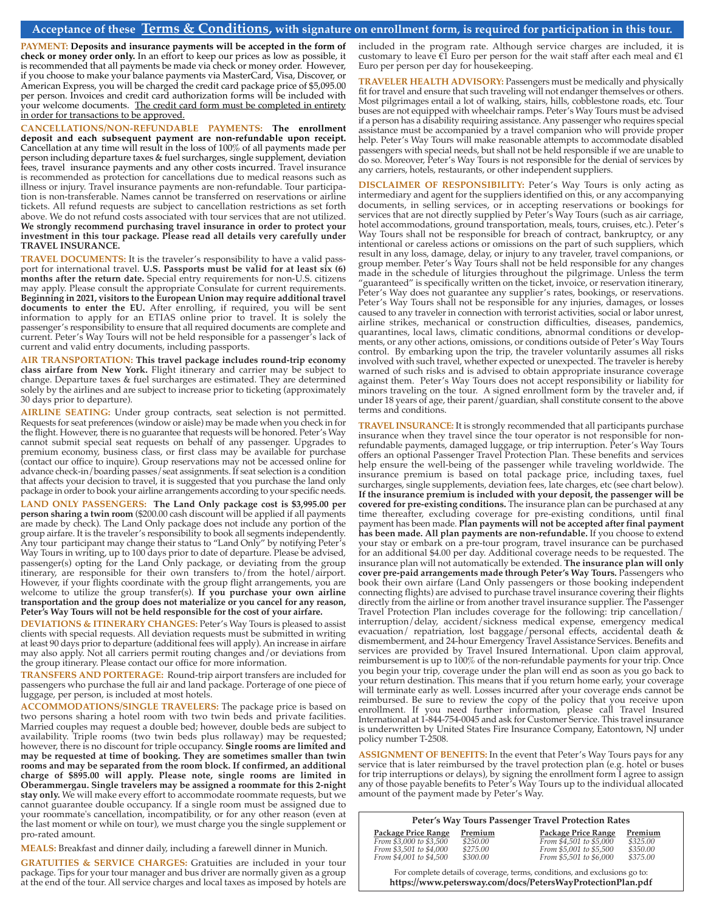## Acceptance of these Terms & Conditions, with signature on enrollment form, is required for participation in this tour.

**PAYMENT: Deposits and insurance payments will be accepted in the form of check or money order only.** In an effort to keep our prices as low as possible, it is recommended that all payments be made via check or money order. However, if you choose to make your balance payments via MasterCard, Visa, Discover, or American Express, you will be charged the credit card package price of $5,095.00 per person. Invoices and credit card authorization forms will be included with your welcome documents. The credit card form must be completed in entirety in order for transactions to be approved.

**CANCELLATIONS/NON-REFUNDABLE PAYMENTS: The enrollment deposit and each subsequent payment are non-refundable upon receipt.** Cancellation at any time will result in the loss of 100% of all payments made per person including departure taxes & fuel surcharges, single supplement, deviation fees, travel insurance payments and any other costs incurred. Travel insurance is recommended as protection for cancellations due to medical reasons such as illness or injury. Travel insurance payments are non-refundable. Tour participation is non-transferable. Names cannot be transferred on reservations or airline tickets. All refund requests are subject to cancellation restrictions as set forth above. We do not refund costs associated with tour services that are not utilized. **We strongly recommend purchasing travel insurance in order to protect your investment in this tour package. Please read all details very carefully under TRAVEL INSURANCE.**

**TRAVEL DOCUMENTS:** It is the traveler's responsibility to have a valid passport for international travel. **U.S. Passports must be valid for at least six (6) months after the return date.** Special entry requirements for non-U.S. citizens may apply. Please consult the appropriate Consulate for current requirements. **Beginning in 2021, visitors to the European Union may require additional travel documents to enter the EU.** After enrolling, if required, you will be sent information to apply for an ETIAS online prior to travel. It is solely the passenger's responsibility to ensure that all required documents are complete and current. Peter's Way Tours will not be held responsible for a passenger's lack of current and valid entry documents, including passports.

**AIR TRANSPORTATION: This travel package includes round-trip economy class airfare from New York.** Flight itinerary and carrier may be subject to change. Departure taxes & fuel surcharges are estimated. They are determined solely by the airlines and are subject to increase prior to ticketing (approximately 30 days prior to departure).

**AIRLINE SEATING:** Under group contracts, seat selection is not permitted. Requests for seat preferences (window or aisle) may be made when you check in for the flight. However, there is no guarantee that requests will be honored. Peter's Way cannot submit special seat requests on behalf of any passenger. Upgrades to premium economy, business class, or first class may be available for purchase (contact our office to inquire). Group reservations may not be accessed online for advance check-in/boarding passes/seat assignments. If seat selection is a condition that affects your decision to travel, it is suggested that you purchase the land only package in order to book your airline arrangements according to your specific needs.

**LAND ONLY PASSENGERS: The Land Only package cost is $3,995.00 per person sharing a twin room** ($200.00 cash discount will be applied if all payments are made by check). The Land Only package does not include any portion of the group airfare. It is the traveler's responsibility to book all segments independently. Any tour participant may change their status to "Land Only" by notifying Peter's Way Tours in writing, up to 100 days prior to date of departure. Please be advised, passenger(s) opting for the Land Only package, or deviating from the group itinerary, are responsible for their own transfers to/from the hotel/airport. However, if your flights coordinate with the group flight arrangements, you are welcome to utilize the group transfer(s). **If you purchase your own airline transportation and the group does not materialize or you cancel for any reason, Peter's Way Tours will not be held responsible for the cost of your airfare.**

**DEVIATIONS & ITINERARY CHANGES:** Peter's Way Tours is pleased to assist clients with special requests. All deviation requests must be submitted in writing at least 90 days prior to departure (additional fees will apply). An increase in airfare may also apply. Not all carriers permit routing changes and/or deviations from the group itinerary. Please contact our office for more information.

**TRANSFERS AND PORTERAGE:** Round-trip airport transfers are included for passengers who purchase the full air and land package. Porterage of one piece of luggage, per person, is included at most hotels.

**ACCOMMODATIONS/SINGLE TRAVELERS:** The package price is based on two persons sharing a hotel room with two twin beds and private facilities. Married couples may request a double bed; however, double beds are subject to availability. Triple rooms (two twin beds plus rollaway) may be requested; however, there is no discount for triple occupancy. **Single rooms are limited and may be requested at time of booking. They are sometimes smaller than twin rooms and may be separated from the room block. If confirmed, an additional charge of $895.00 will apply. Please note, single rooms are limited in Oberammergau. Single travelers may be assigned a roommate for this 2-night stay only.** We will make every effort to accommodate roommate requests, but we cannot guarantee double occupancy. If a single room must be assigned due to your roommate's cancellation, incompatibility, or for any other reason (even at the last moment or while on tour), we must charge you the single supplement or pro-rated amount.

**MEALS:** Breakfast and dinner daily, including a farewell dinner in Munich.

**GRATUITIES & SERVICE CHARGES:** Gratuities are included in your tour package. Tips for your tour manager and bus driver are normally given as a group at the end of the tour. All service charges and local taxes as imposed by hotels are included in the program rate. Although service charges are included, it is customary to leave €1 Euro per person for the wait staff after each meal and €1 Euro per person per day for housekeeping.

**TRAVELER HEALTH ADVISORY:** Passengers must be medically and physically fit for travel and ensure that such traveling will not endanger themselves or others. Most pilgrimages entail a lot of walking, stairs, hills, cobblestone roads, etc. Tour buses are not equipped with wheelchair ramps. Peter's Way Tours must be advised if a person has a disability requiring assistance. Any passenger who requires special assistance must be accompanied by a travel companion who will provide proper help. Peter's Way Tours will make reasonable attempts to accommodate disabled passengers with special needs, but shall not be held responsible if we are unable to do so. Moreover, Peter's Way Tours is not responsible for the denial of services by any carriers, hotels, restaurants, or other independent suppliers.

**DISCLAIMER OF RESPONSIBILITY:** Peter's Way Tours is only acting as intermediary and agent for the suppliers identified on this, or any accompanying documents, in selling services, or in accepting reservations or bookings for services that are not directly supplied by Peter's Way Tours (such as air carriage, hotel accommodations, ground transportation, meals, tours, cruises, etc.). Peter's Way Tours shall not be responsible for breach of contract, bankruptcy, or any intentional or careless actions or omissions on the part of such suppliers, which result in any loss, damage, delay, or injury to any traveler, travel companions, or group member. Peter's Way Tours shall not be held responsible for any changes made in the schedule of liturgies throughout the pilgrimage. Unless the term "guaranteed" is specifically written on the ticket, invoice, or reservation itinerary, Peter's Way does not guarantee any supplier's rates, bookings, or reservations. Peter's Way Tours shall not be responsible for any injuries, damages, or losses caused to any traveler in connection with terrorist activities, social or labor unrest, airline strikes, mechanical or construction difficulties, diseases, pandemics, quarantines, local laws, climatic conditions, abnormal conditions or developments, or any other actions, omissions, or conditions outside of Peter's Way Tours control. By embarking upon the trip, the traveler voluntarily assumes all risks involved with such travel, whether expected or unexpected. The traveler is hereby warned of such risks and is advised to obtain appropriate insurance coverage against them. Peter's Way Tours does not accept responsibility or liability for minors traveling on the tour. A signed enrollment form by the traveler and, if under 18 years of age, their parent/guardian, shall constitute consent to the above terms and conditions.

**TRAVEL INSURANCE:** It is strongly recommended that all participants purchase insurance when they travel since the tour operator is not responsible for non-refundable payments, damaged luggage, or trip interruption. Peter's Way Tours offers an optional Passenger Travel Protection Plan. These benefits and services help ensure the well-being of the passenger while traveling worldwide. The insurance premium is based on total package price, including taxes, fuel surcharges, single supplements, deviation fees, late charges, etc (see chart below). **If the insurance premium is included with your deposit, the passenger will be covered for pre-existing conditions.** The insurance plan can be purchased at any time thereafter, excluding coverage for pre-existing conditions, until final payment has been made. **Plan payments will not be accepted after final payment has been made. All plan payments are non-refundable.** If you choose to extend your stay or embark on a pre-tour program, travel insurance can be purchased for an additional $4.00 per day. Additional coverage needs to be requested. The insurance plan will not automatically be extended. **The insurance plan will only cover pre-paid arrangements made through Peter's Way Tours.** Passengers who book their own airfare (Land Only passengers or those booking independent connecting flights) are advised to purchase travel insurance covering their flights directly from the airline or from another travel insurance supplier. The Passenger Travel Protection Plan includes coverage for the following: trip cancellation/interruption/delay, accident/sickness medical expense, emergency medical evacuation/ repatriation, lost baggage/personal effects, accidental death & dismemberment, and 24-hour Emergency Travel Assistance Services. Benefits and services are provided by Travel Insured International. Upon claim approval, reimbursement is up to 100% of the non-refundable payments for your trip. Once you begin your trip, coverage under the plan will end as soon as you go back to your return destination. This means that if you return home early, your coverage will terminate early as well. Losses incurred after your coverage ends cannot be reimbursed. Be sure to review the copy of the policy that you receive upon enrollment. If you need further information, please call Travel Insured International at 1-844-754-0045 and ask for Customer Service. This travel insurance is underwritten by United States Fire Insurance Company, Eatontown, NJ under policy number T-2508.

**ASSIGNMENT OF BENEFITS:** In the event that Peter's Way Tours pays for any service that is later reimbursed by the travel protection plan (e.g. hotel or buses for trip interruptions or delays), by signing the enrollment form I agree to assign any of those payable benefits to Peter's Way Tours up to the individual allocated amount of the payment made by Peter's Way.

**Peter's Way Tours Passenger Travel Protection Rates**

| Package Price Range | Premium | Package Price Range | Premium |
|---|---|---|---|
| *From $3,000 to $3,500* | *$250.00* | *From $4,501 to $5,000* | *$325.00* |
| *From $3,501 to $4,000* | *$275.00* | *From $5,001 to $5,500* | *$350.00* |
| *From $4,001 to $4,500* | *$300.00* | *From $5,501 to $6,000* | *$375.00* |

For complete details of coverage, terms, conditions, and exclusions go to:
**https://www.petersway.com/docs/PetersWayProtectionPlan.pdf**